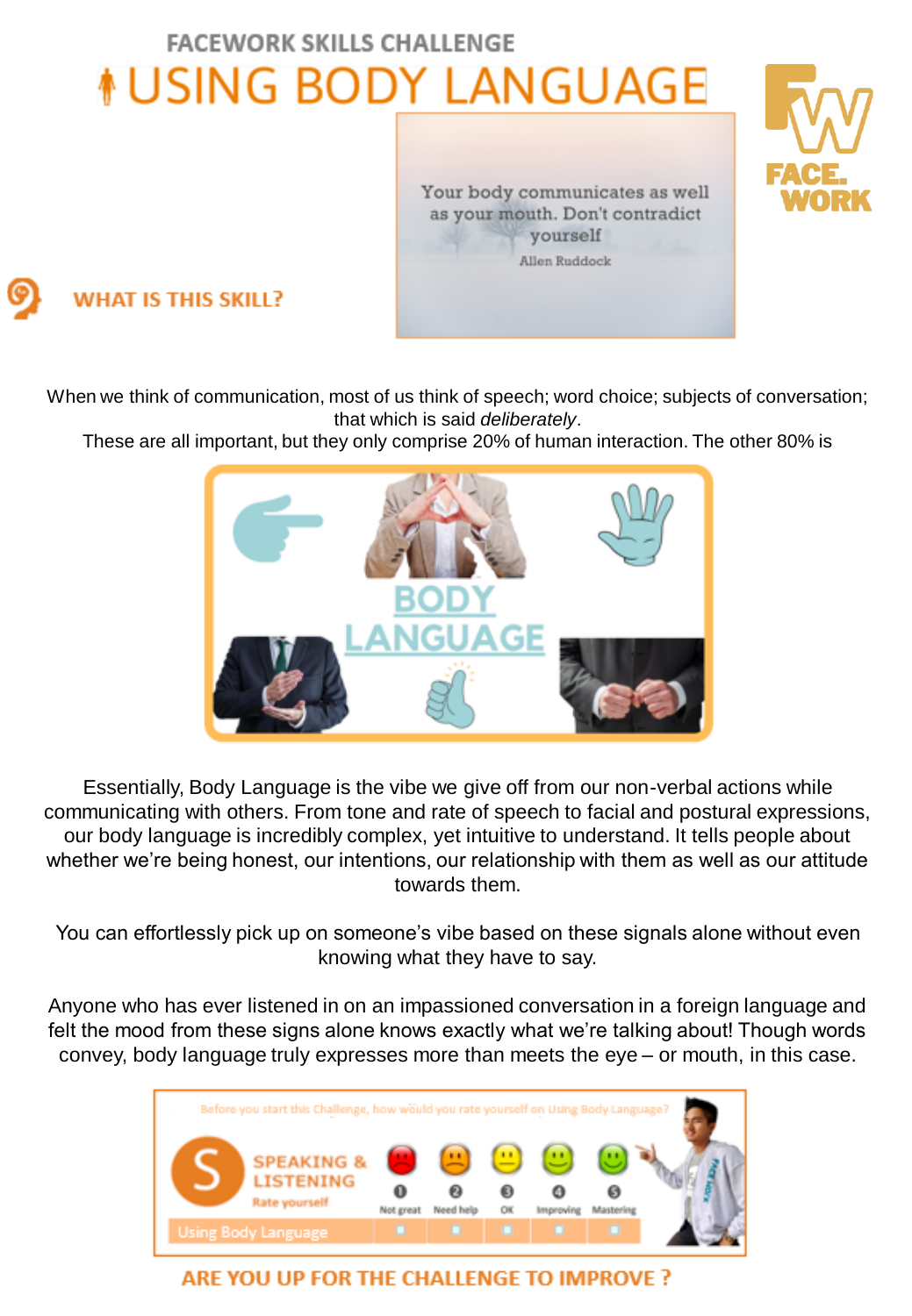FACEWORK SKILLS CHALLENGE

# USING BODY LANGUAGE

> Your body communicates as well as your mouth. Don't contradict yourself
>
> Allen Ruddock

## WHAT IS THIS SKILL?

When we think of communication, most of us think of speech; word choice; subjects of conversation; that which is said *deliberately*.

These are all important, but they only comprise 20% of human interaction. The other 80% is

BODY LANGUAGE

Essentially, Body Language is the vibe we give off from our non-verbal actions while communicating with others. From tone and rate of speech to facial and postural expressions, our body language is incredibly complex, yet intuitive to understand. It tells people about whether we're being honest, our intentions, our relationship with them as well as our attitude towards them.

You can effortlessly pick up on someone's vibe based on these signals alone without even knowing what they have to say.

Anyone who has ever listened in on an impassioned conversation in a foreign language and felt the mood from these signs alone knows exactly what we're talking about! Though words convey, body language truly expresses more than meets the eye – or mouth, in this case.

Before you start this Challenge, how would you rate yourself on Using Body Language?

**SPEAKING & LISTENING** – Rate yourself

| | 1 Not great | 2 Need help | 3 OK | 4 Improving | 5 Mastering |
|---|---|---|---|---|---|
| Using Body Language | ☐ | ☐ | ☐ | ☐ | ☐ |

## ARE YOU UP FOR THE CHALLENGE TO IMPROVE ?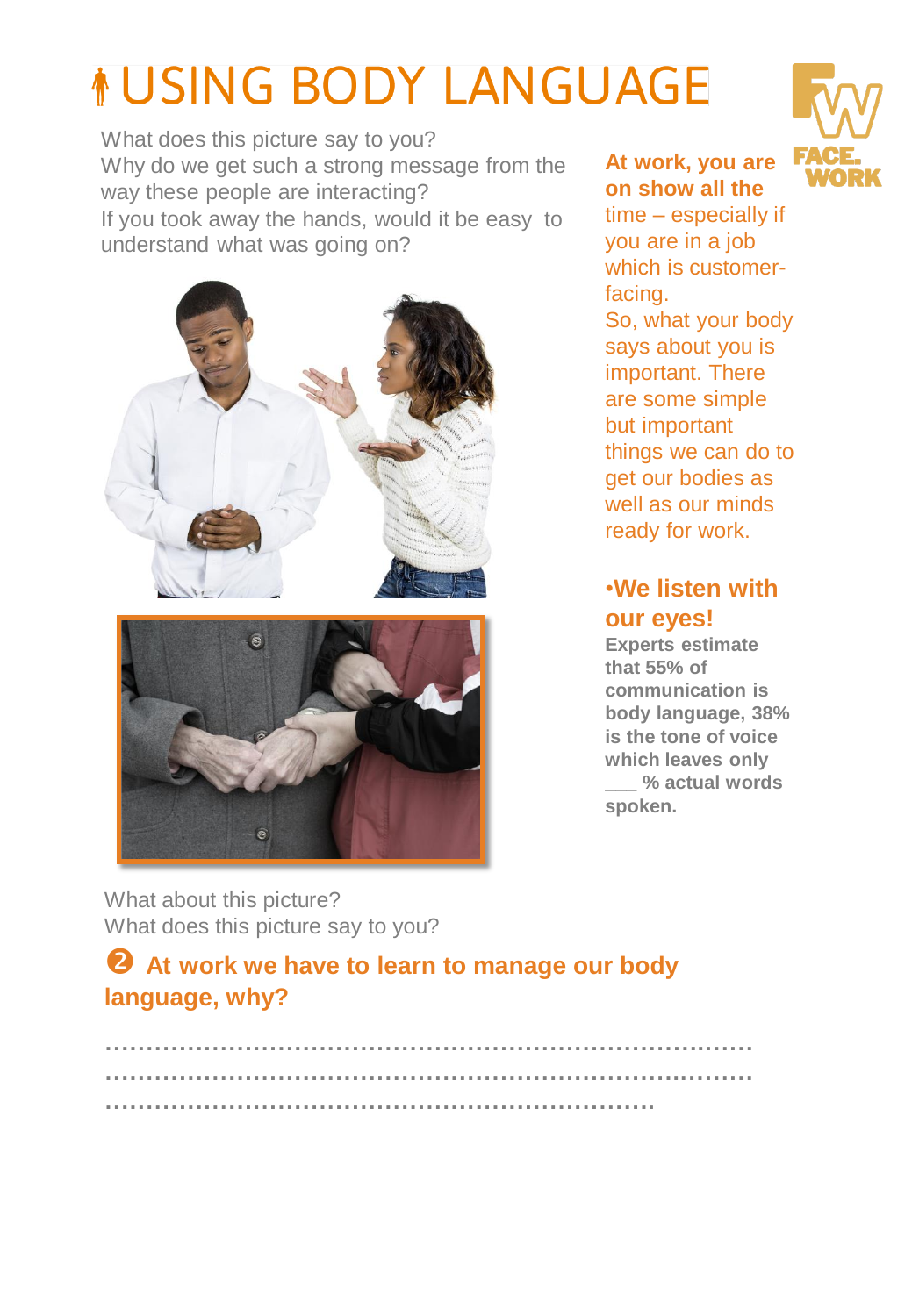# USING BODY LANGUAGE

What does this picture say to you?
Why do we get such a strong message from the way these people are interacting?
If you took away the hands, would it be easy to understand what was going on?

**At work, you are on show all the time** – especially if you are in a job which is customer-facing.
So, what your body says about you is important. There are some simple but important things we can do to get our bodies as well as our minds ready for work.

## •We listen with our eyes!

**Experts estimate that 55% of communication is body language, 38% is the tone of voice which leaves only ___ % actual words spoken.**

What about this picture?
What does this picture say to you?

## ❷ At work we have to learn to manage our body language, why?

………………………………………………………………………………
………………………………………………………………………………
………………………………………………………………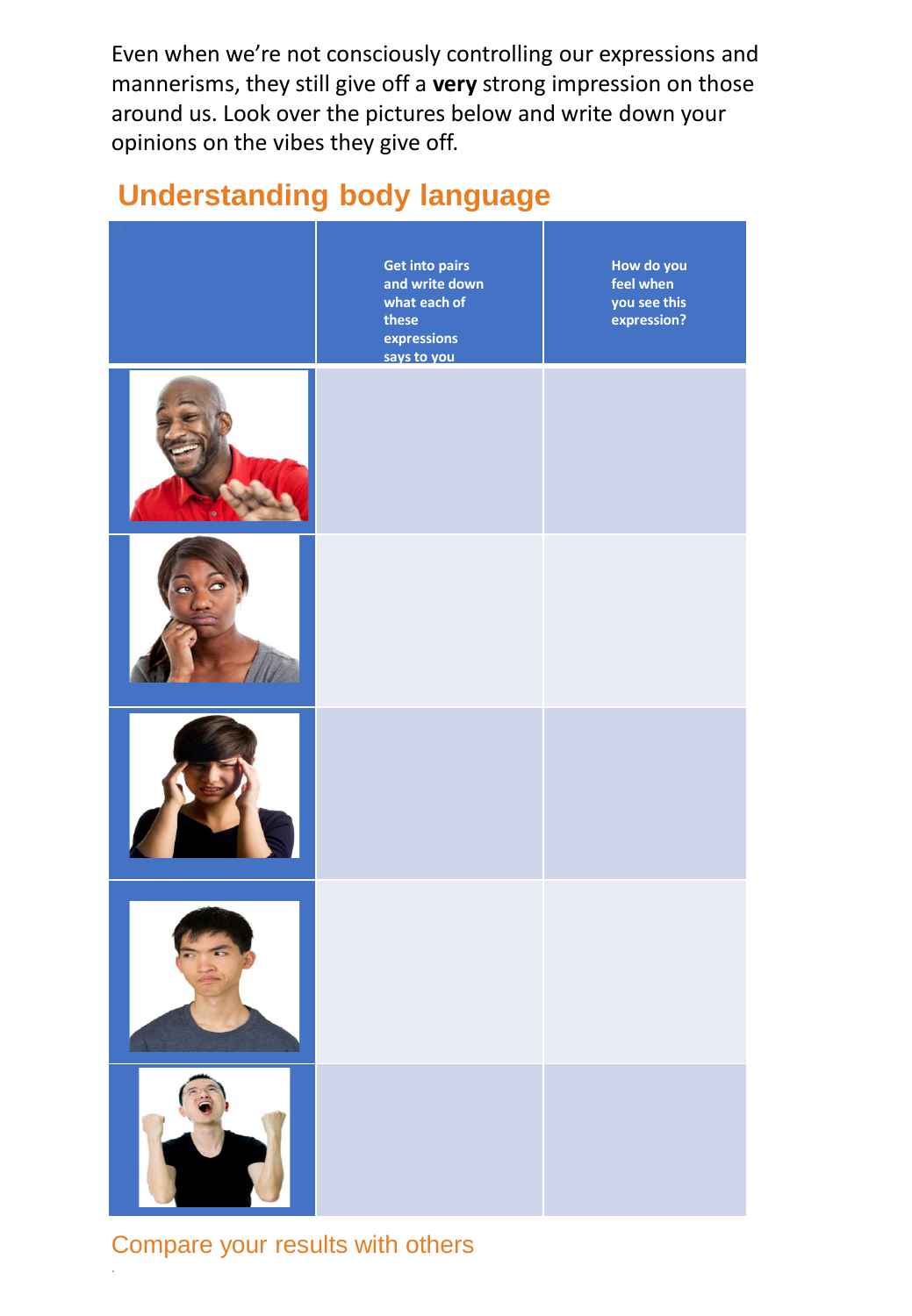Even when we're not consciously controlling our expressions and mannerisms, they still give off a **very** strong impression on those around us. Look over the pictures below and write down your opinions on the vibes they give off.

## Understanding body language

| | Get into pairs and write down what each of these expressions says to you | How do you feel when you see this expression? |
|---|---|---|
| | | |
| | | |
| | | |
| | | |
| | | |

Compare your results with others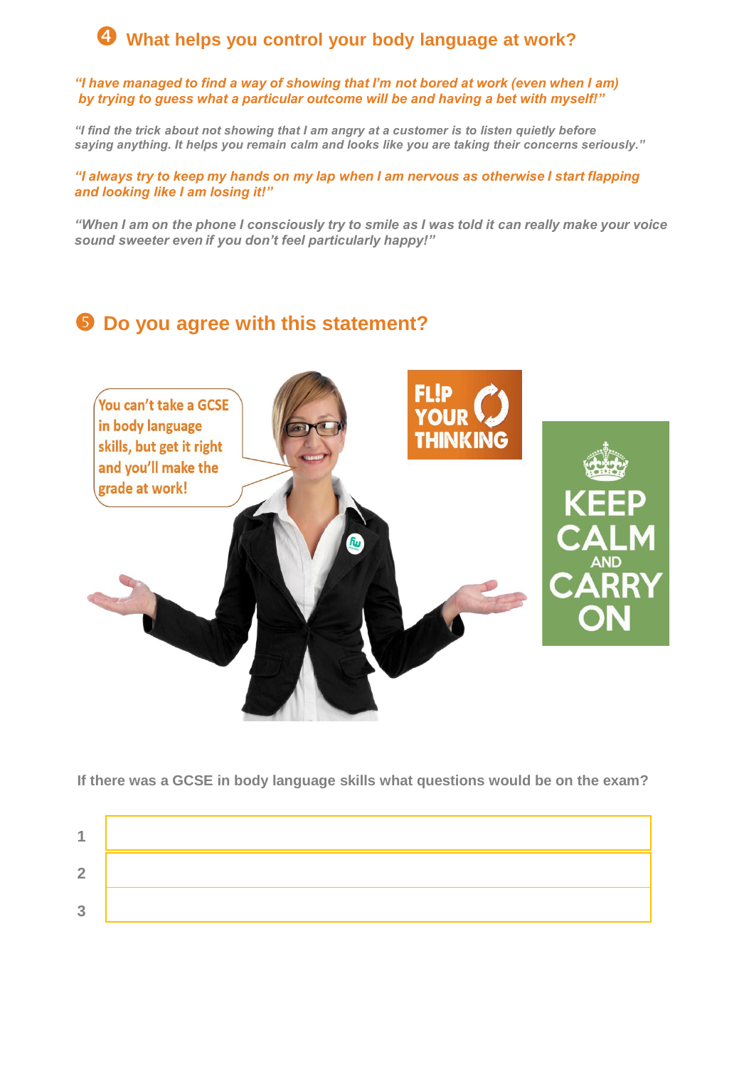## ❹ What helps you control your body language at work?

*"I have managed to find a way of showing that I'm not bored at work (even when I am) by trying to guess what a particular outcome will be and having a bet with myself!"*

*"I find the trick about not showing that I am angry at a customer is to listen quietly before saying anything. It helps you remain calm and looks like you are taking their concerns seriously."*

*"I always try to keep my hands on my lap when I am nervous as otherwise I start flapping and looking like I am losing it!"*

*"When I am on the phone I consciously try to smile as I was told it can really make your voice sound sweeter even if you don't feel particularly happy!"*

## ❺ Do you agree with this statement?

You can't take a GCSE in body language skills, but get it right and you'll make the grade at work!

FL!P YOUR THINKING

KEEP CALM AND CARRY ON

**If there was a GCSE in body language skills what questions would be on the exam?**

| | |
|---|---|
| 1 | |
| 2 | |
| 3 | |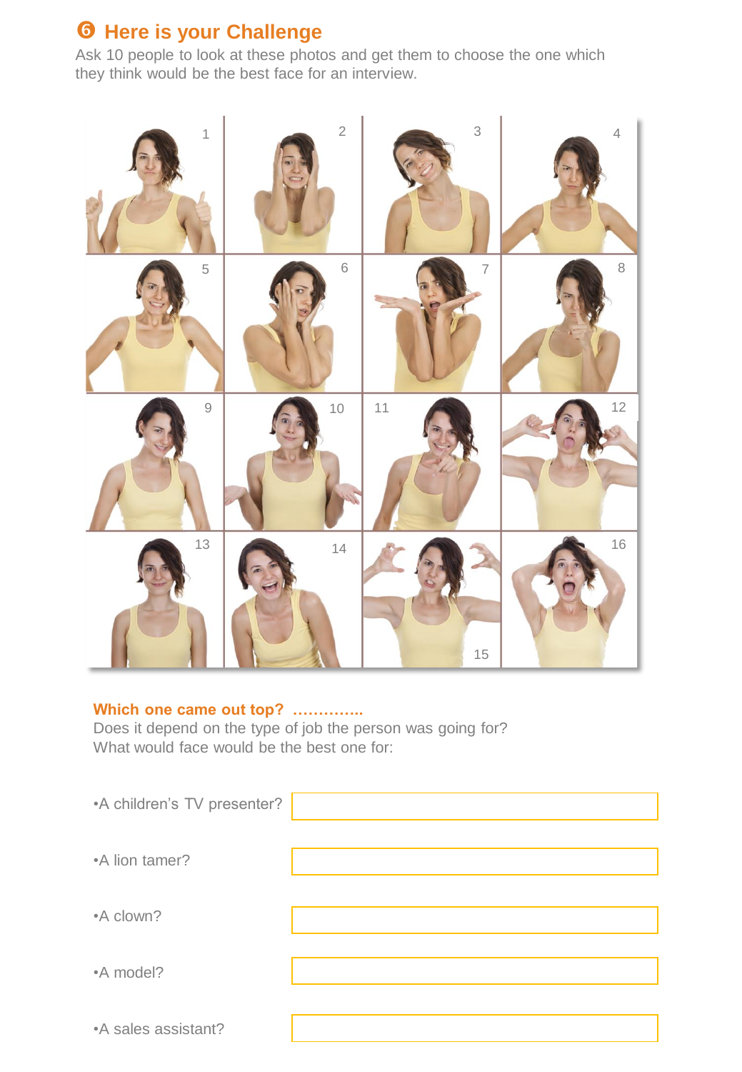## ❻ Here is your Challenge

Ask 10 people to look at these photos and get them to choose the one which they think would be the best face for an interview.

**Which one came out top? …………..**

Does it depend on the type of job the person was going for?
What would face would be the best one for:

- A children's TV presenter?
- A lion tamer?
- A clown?
- A model?
- A sales assistant?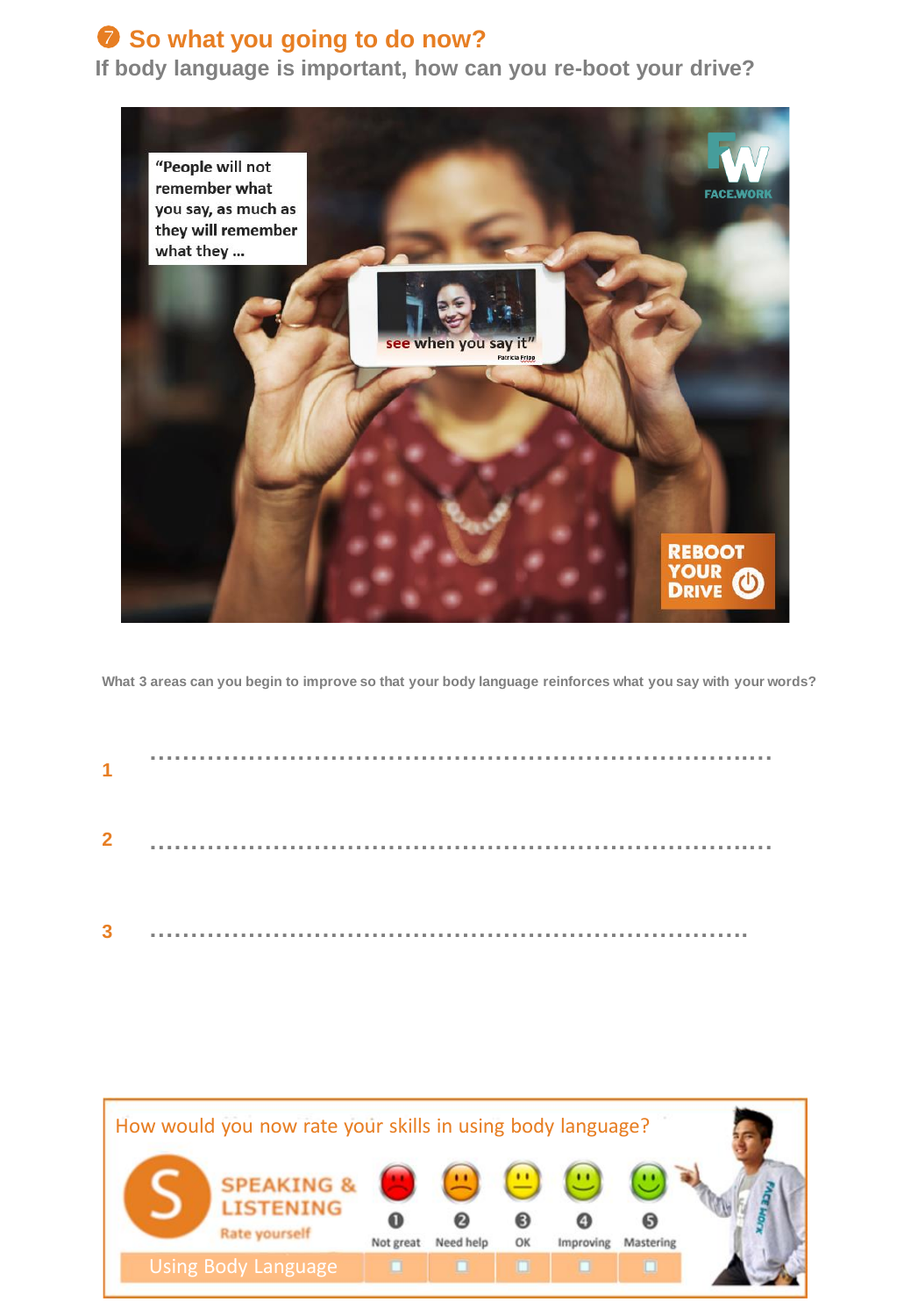## ❼ So what you going to do now?

**If body language is important, how can you re-boot your drive?**

"People will not remember what you say, as much as they will remember what they … see when you say it"

Patricia Fripp

FACE.WORK

REBOOT YOUR DRIVE

What 3 areas can you begin to improve so that your body language reinforces what you say with your words?

**1** ..............................................................................

**2** ..............................................................................

**3** ..............................................................................

How would you now rate your skills in using body language?

SPEAKING & LISTENING

Rate yourself

| | ❶ Not great | ❷ Need help | ❸ OK | ❹ Improving | ❺ Mastering |
|---|---|---|---|---|---|
| Using Body Language | ☐ | ☐ | ☐ | ☐ | ☐ |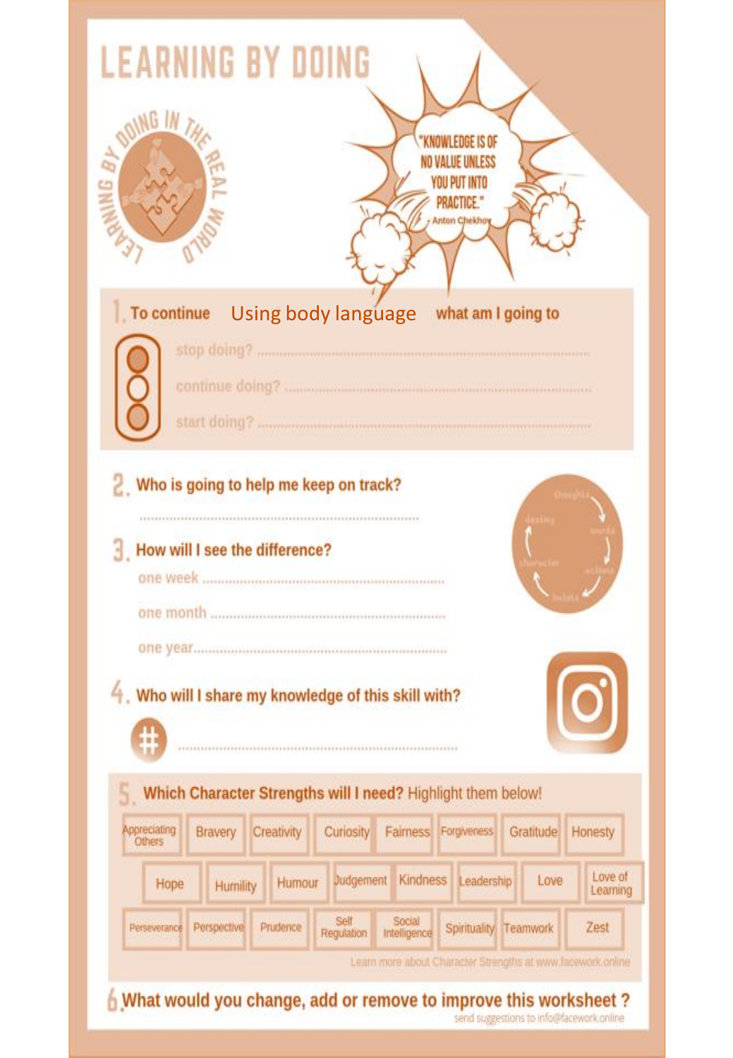# LEARNING BY DOING

LEARNING BY DOING IN THE REAL WORLD

"KNOWLEDGE IS OF NO VALUE UNLESS YOU PUT INTO PRACTICE."
- Anton Chekhov

## 1. To continue Using body language what am I going to

stop doing? ..............................................................................

continue doing? ..............................................................................

start doing? ..............................................................................

## 2. Who is going to help me keep on track?

..............................................................................

## 3. How will I see the difference?

one week ..............................................................................

one month ..............................................................................

one year..............................................................................

thoughts
words
actions
habits
character
destiny

## 4. Who will I share my knowledge of this skill with?

# ..............................................................................

## 5. Which Character Strengths will I need? Highlight them below!

| | | | | | | | |
|---|---|---|---|---|---|---|---|
| Appreciating Others | Bravery | Creativity | Curiosity | Fairness | Forgiveness | Gratitude | Honesty |
| Hope | Humility | Humour | Judgement | Kindness | Leadership | Love | Love of Learning |
| Perseverance | Perspective | Prudence | Self Regulation | Social Intelligence | Spirituality | Teamwork | Zest |

Learn more about Character Strengths at www.facework.online

## 6. What would you change, add or remove to improve this worksheet ?

send suggestions to info@facework.online